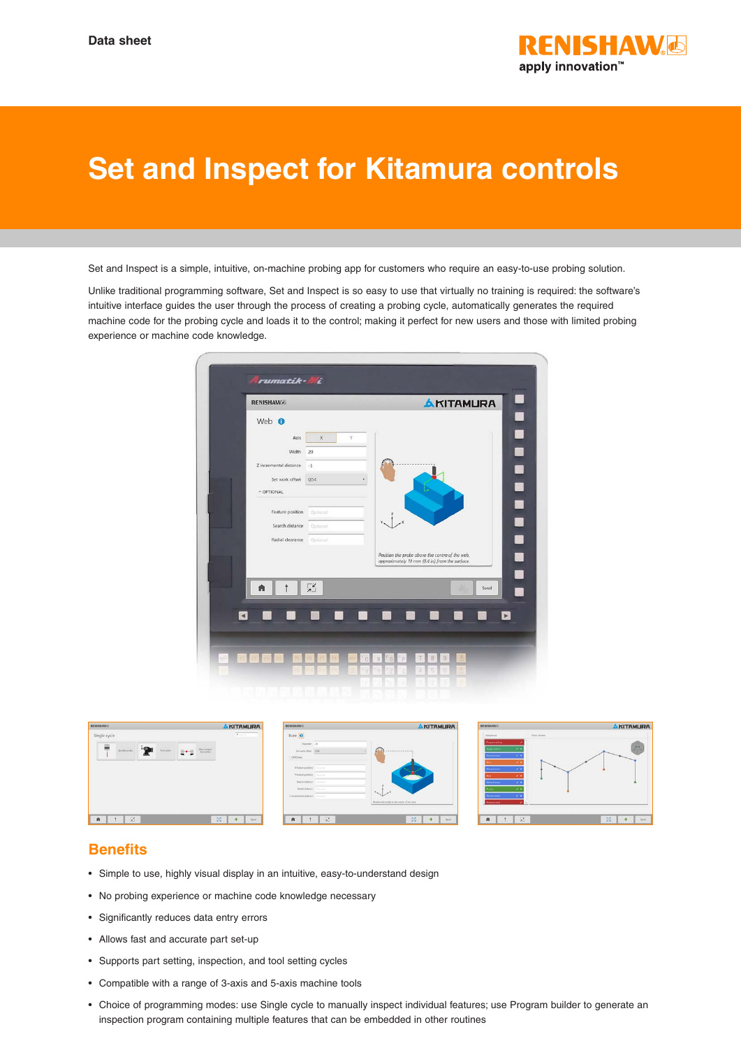Data sheet

# Set and Inspect for Kitamura controls

Set and Inspect is a simple, intuitive, on-machine probing app for customers who require an easy-to-use probing solution.

Unlike traditional programming software, Set and Inspect is so easy to use that virtually no training is required: the software's intuitive interface guides the user through the process of creating a probing cycle, automatically generates the required machine code for the probing cycle and loads it to the control; making it perfect for new users and those with limited probing experience or machine code knowledge.

## Benefits

- Simple to use, highly visual display in an intuitive, easy-to-understand design
- No probing experience or machine code knowledge necessary
- Significantly reduces data entry errors
- Allows fast and accurate part set-up
- Supports part setting, inspection, and tool setting cycles
- Compatible with a range of 3-axis and 5-axis machine tools
- Choice of programming modes: use Single cycle to manually inspect individual features; use Program builder to generate an inspection program containing multiple features that can be embedded in other routines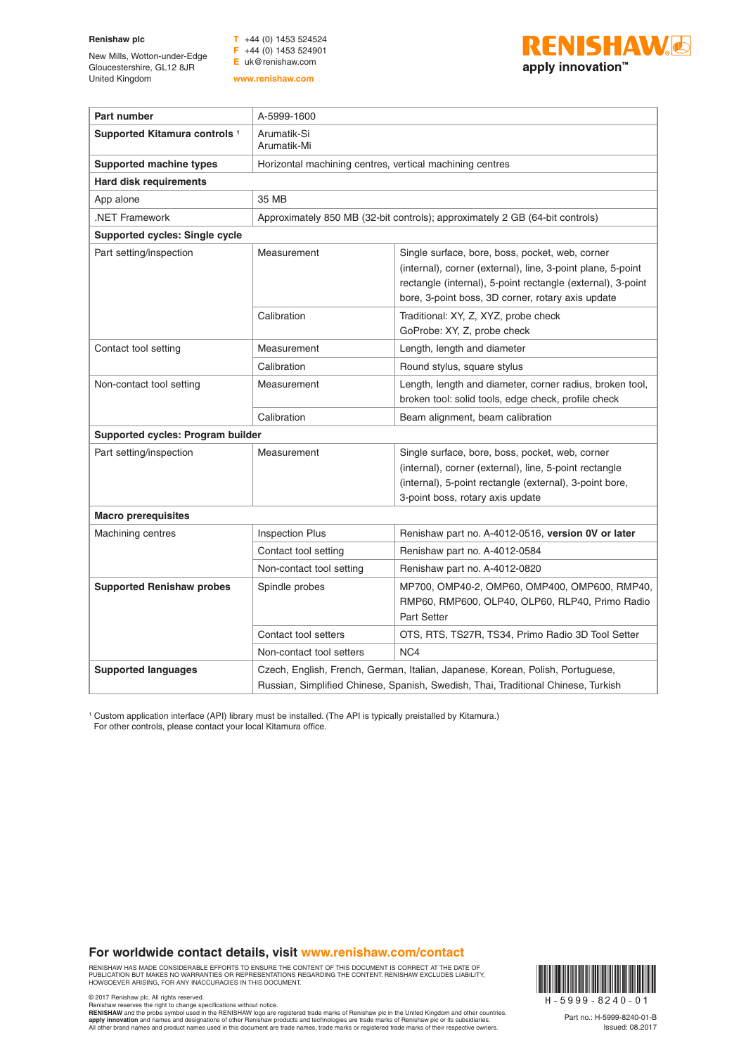**Renishaw plc**

New Mills, Wotton-under-Edge
Gloucestershire, GL12 8JR
United Kingdom

**T** +44 (0) 1453 524524
**F** +44 (0) 1453 524901
**E** uk@renishaw.com

www.renishaw.com

**RENISHAW**
apply innovation™

| | | |
|---|---|---|
| **Part number** | A-5999-1600 | |
| **Supported Kitamura controls** [1] | Arumatik-Si<br>Arumatik-Mi | |
| **Supported machine types** | Horizontal machining centres, vertical machining centres | |
| **Hard disk requirements** | | |
| App alone | 35 MB | |
| .NET Framework | Approximately 850 MB (32-bit controls); approximately 2 GB (64-bit controls) | |
| **Supported cycles: Single cycle** | | |
| Part setting/inspection | Measurement | Single surface, bore, boss, pocket, web, corner (internal), corner (external), line, 3-point plane, 5-point rectangle (internal), 5-point rectangle (external), 3-point bore, 3-point boss, 3D corner, rotary axis update |
| | Calibration | Traditional: XY, Z, XYZ, probe check<br>GoProbe: XY, Z, probe check |
| Contact tool setting | Measurement | Length, length and diameter |
| | Calibration | Round stylus, square stylus |
| Non-contact tool setting | Measurement | Length, length and diameter, corner radius, broken tool, broken tool: solid tools, edge check, profile check |
| | Calibration | Beam alignment, beam calibration |
| **Supported cycles: Program builder** | | |
| Part setting/inspection | Measurement | Single surface, bore, boss, pocket, web, corner (internal), corner (external), line, 5-point rectangle (internal), 5-point rectangle (external), 3-point bore, 3-point boss, rotary axis update |
| **Macro prerequisites** | | |
| Machining centres | Inspection Plus | Renishaw part no. A-4012-0516, **version 0V or later** |
| | Contact tool setting | Renishaw part no. A-4012-0584 |
| | Non-contact tool setting | Renishaw part no. A-4012-0820 |
| **Supported Renishaw probes** | Spindle probes | MP700, OMP40-2, OMP60, OMP400, OMP600, RMP40, RMP60, RMP600, OLP40, OLP60, RLP40, Primo Radio Part Setter |
| | Contact tool setters | OTS, RTS, TS27R, TS34, Primo Radio 3D Tool Setter |
| | Non-contact tool setters | NC4 |
| **Supported languages** | Czech, English, French, German, Italian, Japanese, Korean, Polish, Portuguese, Russian, Simplified Chinese, Spanish, Swedish, Thai, Traditional Chinese, Turkish | |

[1] Custom application interface (API) library must be installed. (The API is typically preistalled by Kitamura.) For other controls, please contact your local Kitamura office.

## For worldwide contact details, visit www.renishaw.com/contact

RENISHAW HAS MADE CONSIDERABLE EFFORTS TO ENSURE THE CONTENT OF THIS DOCUMENT IS CORRECT AT THE DATE OF PUBLICATION BUT MAKES NO WARRANTIES OR REPRESENTATIONS REGARDING THE CONTENT. RENISHAW EXCLUDES LIABILITY, HOWSOEVER ARISING, FOR ANY INACCURACIES IN THIS DOCUMENT.

© 2017 Renishaw plc. All rights reserved.
Renishaw reserves the right to change specifications without notice.
**RENISHAW** and the probe symbol used in the RENISHAW logo are registered trade marks of Renishaw plc in the United Kingdom and other countries. **apply innovation** and names and designations of other Renishaw products and technologies are trade marks of Renishaw plc or its subsidiaries.
All other brand names and product names used in this document are trade names, trade marks or registered trade marks of their respective owners.

H-5999-8240-01

Part no.: H-5999-8240-01-B
Issued: 08.2017